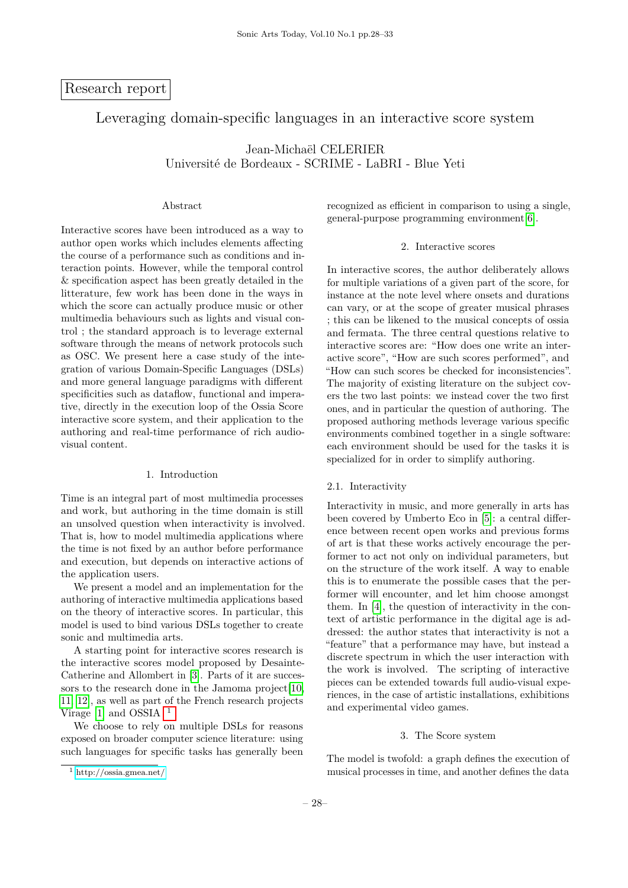Research report

# Leveraging domain-specific languages in an interactive score system

Jean-Michaël CELERIER
Université de Bordeaux - SCRIME - LaBRI - Blue Yeti

## Abstract

Interactive scores have been introduced as a way to author open works which includes elements affecting the course of a performance such as conditions and interaction points. However, while the temporal control & specification aspect has been greatly detailed in the litterature, few work has been done in the ways in which the score can actually produce music or other multimedia behaviours such as lights and visual control ; the standard approach is to leverage external software through the means of network protocols such as OSC. We present here a case study of the integration of various Domain-Specific Languages (DSLs) and more general language paradigms with different specificities such as dataflow, functional and imperative, directly in the execution loop of the Ossia Score interactive score system, and their application to the authoring and real-time performance of rich audio-visual content.

## 1. Introduction

Time is an integral part of most multimedia processes and work, but authoring in the time domain is still an unsolved question when interactivity is involved. That is, how to model multimedia applications where the time is not fixed by an author before performance and execution, but depends on interactive actions of the application users.

We present a model and an implementation for the authoring of interactive multimedia applications based on the theory of interactive scores. In particular, this model is used to bind various DSLs together to create sonic and multimedia arts.

A starting point for interactive scores research is the interactive scores model proposed by Desainte-Catherine and Allombert in [3]. Parts of it are successors to the research done in the Jamoma project[10, 11, 12], as well as part of the French research projects Virage [1] and OSSIA [1]

We choose to rely on multiple DSLs for reasons exposed on broader computer science literature: using such languages for specific tasks has generally been recognized as efficient in comparison to using a single, general-purpose programming environment[6].

## 2. Interactive scores

In interactive scores, the author deliberately allows for multiple variations of a given part of the score, for instance at the note level where onsets and durations can vary, or at the scope of greater musical phrases ; this can be likened to the musical concepts of ossia and fermata. The three central questions relative to interactive scores are: “How does one write an interactive score”, “How are such scores performed”, and “How can such scores be checked for inconsistencies”. The majority of existing literature on the subject covers the two last points: we instead cover the two first ones, and in particular the question of authoring. The proposed authoring methods leverage various specific environments combined together in a single software: each environment should be used for the tasks it is specialized for in order to simplify authoring.

### 2.1. Interactivity

Interactivity in music, and more generally in arts has been covered by Umberto Eco in [5]: a central difference between recent open works and previous forms of art is that these works actively encourage the performer to act not only on individual parameters, but on the structure of the work itself. A way to enable this is to enumerate the possible cases that the performer will encounter, and let him choose amongst them. In [4], the question of interactivity in the context of artistic performance in the digital age is addressed: the author states that interactivity is not a “feature” that a performance may have, but instead a discrete spectrum in which the user interaction with the work is involved. The scripting of interactive pieces can be extended towards full audio-visual experiences, in the case of artistic installations, exhibitions and experimental video games.

## 3. The Score system

The model is twofold: a graph defines the execution of musical processes in time, and another defines the data

[1] http://ossia.gmea.net/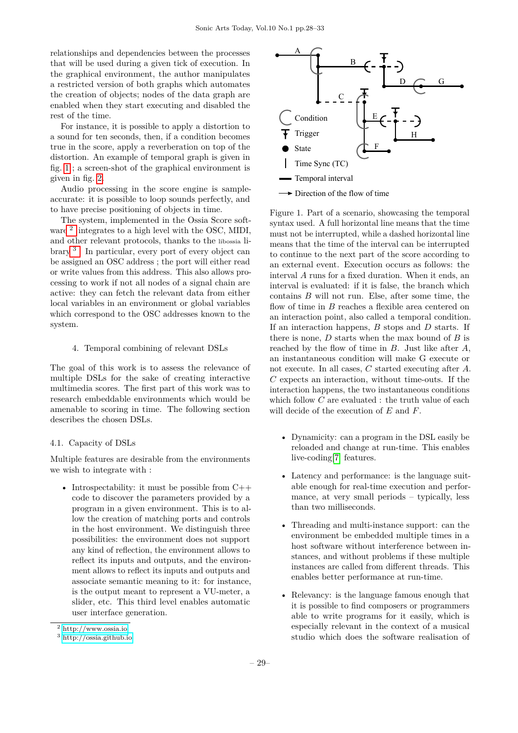relationships and dependencies between the processes that will be used during a given tick of execution. In the graphical environment, the author manipulates a restricted version of both graphs which automates the creation of objects; nodes of the data graph are enabled when they start executing and disabled the rest of the time.

For instance, it is possible to apply a distortion to a sound for ten seconds, then, if a condition becomes true in the score, apply a reverberation on top of the distortion. An example of temporal graph is given in fig. 1 ; a screen-shot of the graphical environment is given in fig. 2.

Audio processing in the score engine is sample-accurate: it is possible to loop sounds perfectly, and to have precise positioning of objects in time.

The system, implemented in the Ossia Score software [2] integrates to a high level with the OSC, MIDI, and other relevant protocols, thanks to the libossia library [3]. In particular, every port of every object can be assigned an OSC address ; the port will either read or write values from this address. This also allows processing to work if not all nodes of a signal chain are active: they can fetch the relevant data from either local variables in an environment or global variables which correspond to the OSC addresses known to the system.

## 4. Temporal combining of relevant DSLs

The goal of this work is to assess the relevance of multiple DSLs for the sake of creating interactive multimedia scores. The first part of this work was to research embeddable environments which would be amenable to scoring in time. The following section describes the chosen DSLs.

### 4.1. Capacity of DSLs

Multiple features are desirable from the environments we wish to integrate with :

- Introspectability: it must be possible from C++ code to discover the parameters provided by a program in a given environment. This is to allow the creation of matching ports and controls in the host environment. We distinguish three possibilities: the environment does not support any kind of reflection, the environment allows to reflect its inputs and outputs, and the environment allows to reflect its inputs and outputs and associate semantic meaning to it: for instance, is the output meant to represent a VU-meter, a slider, etc. This third level enables automatic user interface generation.

Condition
Trigger
State
Time Sync (TC)
Temporal interval
Direction of the flow of time

Figure 1. Part of a scenario, showcasing the temporal syntax used. A full horizontal line means that the time must not be interrupted, while a dashed horizontal line means that the time of the interval can be interrupted to continue to the next part of the score according to an external event. Execution occurs as follows: the interval $A$ runs for a fixed duration. When it ends, an interval is evaluated: if it is false, the branch which contains $B$ will not run. Else, after some time, the flow of time in $B$ reaches a flexible area centered on an interaction point, also called a temporal condition. If an interaction happens, $B$ stops and $D$ starts. If there is none, $D$ starts when the max bound of $B$ is reached by the flow of time in $B$. Just like after $A$, an instantaneous condition will make G execute or not execute. In all cases, $C$ started executing after $A$. $C$ expects an interaction, without time-outs. If the interaction happens, the two instantaneous conditions which follow $C$ are evaluated : the truth value of each will decide of the execution of $E$ and $F$.

- Dynamicity: can a program in the DSL easily be reloaded and change at run-time. This enables live-coding[7] features.
- Latency and performance: is the language suitable enough for real-time execution and performance, at very small periods – typically, less than two milliseconds.
- Threading and multi-instance support: can the environment be embedded multiple times in a host software without interference between instances, and without problems if these multiple instances are called from different threads. This enables better performance at run-time.
- Relevancy: is the language famous enough that it is possible to find composers or programmers able to write programs for it easily, which is especially relevant in the context of a musical studio which does the software realisation of

[2] http://www.ossia.io
[3] http://ossia.github.io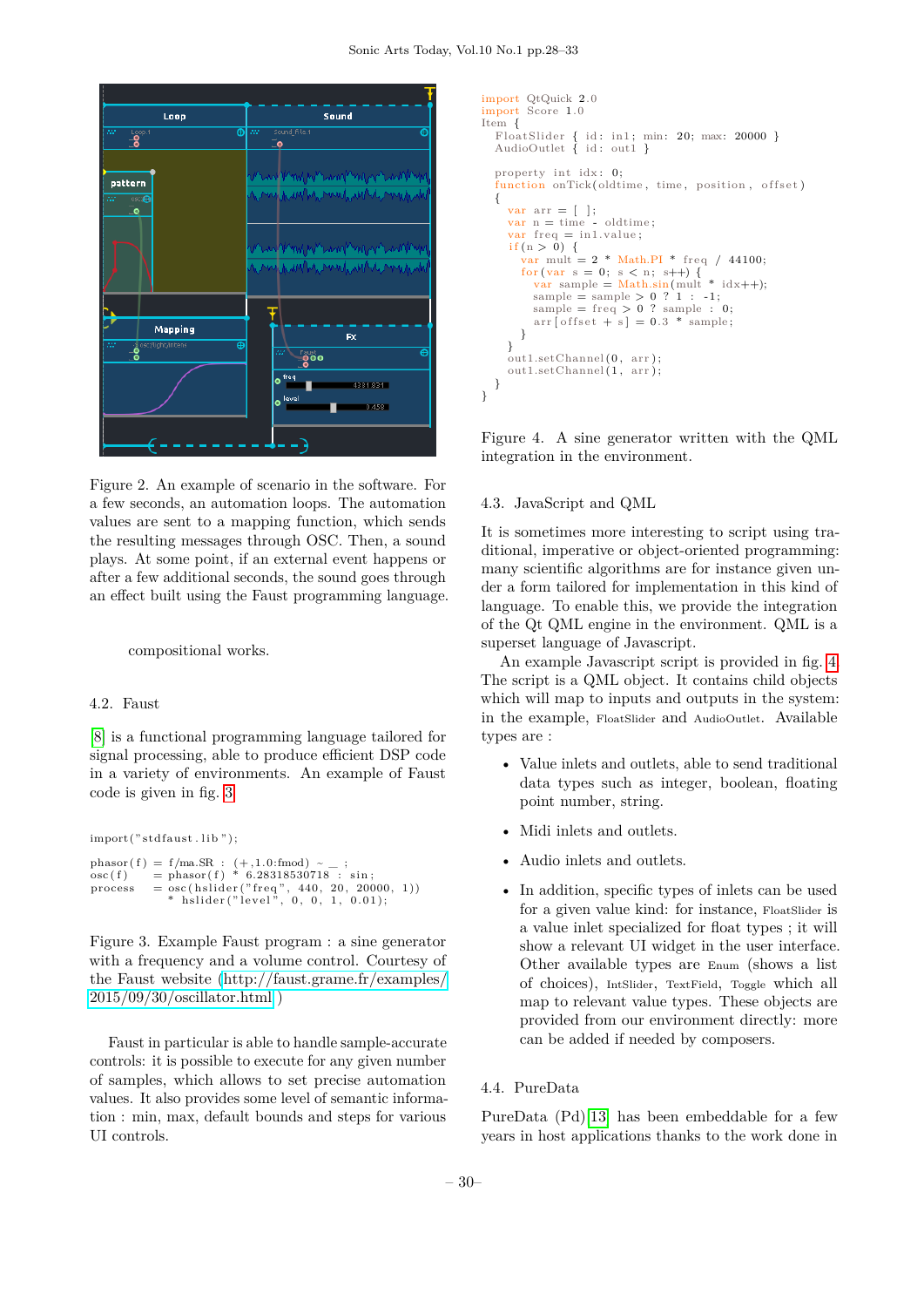Figure 2. An example of scenario in the software. For a few seconds, an automation loops. The automation values are sent to a mapping function, which sends the resulting messages through OSC. Then, a sound plays. At some point, if an external event happens or after a few additional seconds, the sound goes through an effect built using the Faust programming language.

compositional works.

### 4.2. Faust

[8] is a functional programming language tailored for signal processing, able to produce efficient DSP code in a variety of environments. An example of Faust code is given in fig. 3

```
import("stdfaust.lib");

phasor(f)  = f/ma.SR : (+,1.0:fmod) ~ _ ;
osc(f)     = phasor(f) * 6.28318530718 : sin;
process    = osc(hslider("freq", 440, 20, 20000, 1))
             * hslider("level", 0, 0, 1, 0.01);
```

Figure 3. Example Faust program : a sine generator with a frequency and a volume control. Courtesy of the Faust website (http://faust.grame.fr/examples/2015/09/30/oscillator.html )

Faust in particular is able to handle sample-accurate controls: it is possible to execute for any given number of samples, which allows to set precise automation values. It also provides some level of semantic information : min, max, default bounds and steps for various UI controls.

```
import QtQuick 2.0
import Score 1.0
Item {
  FloatSlider { id: in1; min: 20; max: 20000 }
  AudioOutlet { id: out1 }

  property int idx: 0;
  function onTick(oldtime, time, position, offset)
  {
    var arr = [ ];
    var n = time - oldtime;
    var freq = in1.value;
    if(n > 0) {
      var mult = 2 * Math.PI * freq / 44100;
      for(var s = 0; s < n; s++) {
        var sample = Math.sin(mult * idx++);
        sample = sample > 0 ? 1 : -1;
        sample = freq > 0 ? sample : 0;
        arr[offset + s] = 0.3 * sample;
      }
    }
    out1.setChannel(0, arr);
    out1.setChannel(1, arr);
  }
}
```

Figure 4. A sine generator written with the QML integration in the environment.

### 4.3. JavaScript and QML

It is sometimes more interesting to script using traditional, imperative or object-oriented programming: many scientific algorithms are for instance given under a form tailored for implementation in this kind of language. To enable this, we provide the integration of the Qt QML engine in the environment. QML is a superset language of Javascript.

An example Javascript script is provided in fig. 4 The script is a QML object. It contains child objects which will map to inputs and outputs in the system: in the example, FloatSlider and AudioOutlet. Available types are :

- Value inlets and outlets, able to send traditional data types such as integer, boolean, floating point number, string.
- Midi inlets and outlets.
- Audio inlets and outlets.
- In addition, specific types of inlets can be used for a given value kind: for instance, FloatSlider is a value inlet specialized for float types ; it will show a relevant UI widget in the user interface. Other available types are Enum (shows a list of choices), IntSlider, TextField, Toggle which all map to relevant value types. These objects are provided from our environment directly: more can be added if needed by composers.

### 4.4. PureData

PureData (Pd) [13] has been embeddable for a few years in host applications thanks to the work done in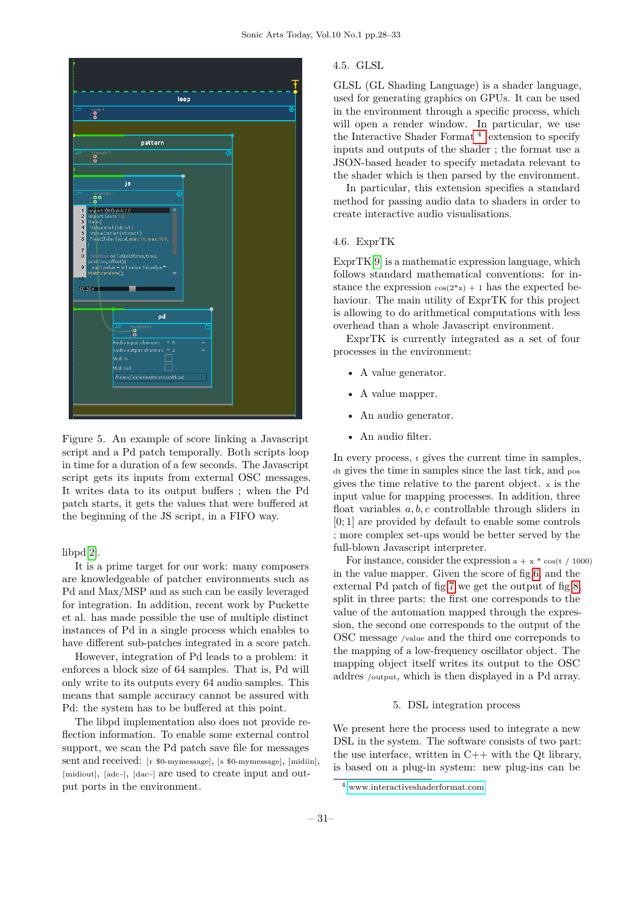Figure 5. An example of score linking a Javascript script and a Pd patch temporally. Both scripts loop in time for a duration of a few seconds. The Javascript script gets its inputs from external OSC messages. It writes data to its output buffers ; when the Pd patch starts, it gets the values that were buffered at the beginning of the JS script, in a FIFO way.

libpd [2].

It is a prime target for our work: many composers are knowledgeable of patcher environments such as Pd and Max/MSP and as such can be easily leveraged for integration. In addition, recent work by Puckette et al. has made possible the use of multiple distinct instances of Pd in a single process which enables to have different sub-patches integrated in a score patch.

However, integration of Pd leads to a problem: it enforces a block size of 64 samples. That is, Pd will only write to its outputs every 64 audio samples. This means that sample accuracy cannot be assured with Pd: the system has to be buffered at this point.

The libpd implementation also does not provide reflection information. To enable some external control support, we scan the Pd patch save file for messages sent and received: [r $0-mymessage], [s $0-mymessage], [midiin], [midiout], [adc~], [dac~] are used to create input and output ports in the environment.

### 4.5. GLSL

GLSL (GL Shading Language) is a shader language, used for generating graphics on GPUs. It can be used in the environment through a specific process, which will open a render window. In particular, we use the Interactive Shader Format [4] extension to specify inputs and outputs of the shader ; the format use a JSON-based header to specify metadata relevant to the shader which is then parsed by the environment.

In particular, this extension specifies a standard method for passing audio data to shaders in order to create interactive audio visualisations.

### 4.6. ExprTK

ExprTK [9] is a mathematic expression language, which follows standard mathematical conventions: for instance the expression `cos(2*x) + 1` has the expected behaviour. The main utility of ExprTK for this project is allowing to do arithmetical computations with less overhead than a whole Javascript environment.

ExprTK is currently integrated as a set of four processes in the environment:

- A value generator.
- A value mapper.
- An audio generator.
- An audio filter.

In every process, `t` gives the current time in samples, `dt` gives the time in samples since the last tick, and `pos` gives the time relative to the parent object. `x` is the input value for mapping processes. In addition, three float variables $a, b, c$ controllable through sliders in $[0; 1]$ are provided by default to enable some controls ; more complex set-ups would be better served by the full-blown Javascript interpreter.

For instance, consider the expression `a + x * cos(t / 1000)` in the value mapper. Given the score of fig 6, and the external Pd patch of fig 7 we get the output of fig 8, split in three parts: the first one corresponds to the value of the automation mapped through the expression, the second one corresponds to the output of the OSC message `/value` and the third one correponds to the mapping of a low-frequency oscillator object. The mapping object itself writes its output to the OSC addres `/output`, which is then displayed in a Pd array.

## 5. DSL integration process

We present here the process used to integrate a new DSL in the system. The software consists of two part: the use interface, written in C++ with the Qt library, is based on a plug-in system: new plug-ins can be

[4] www.interactiveshaderformat.com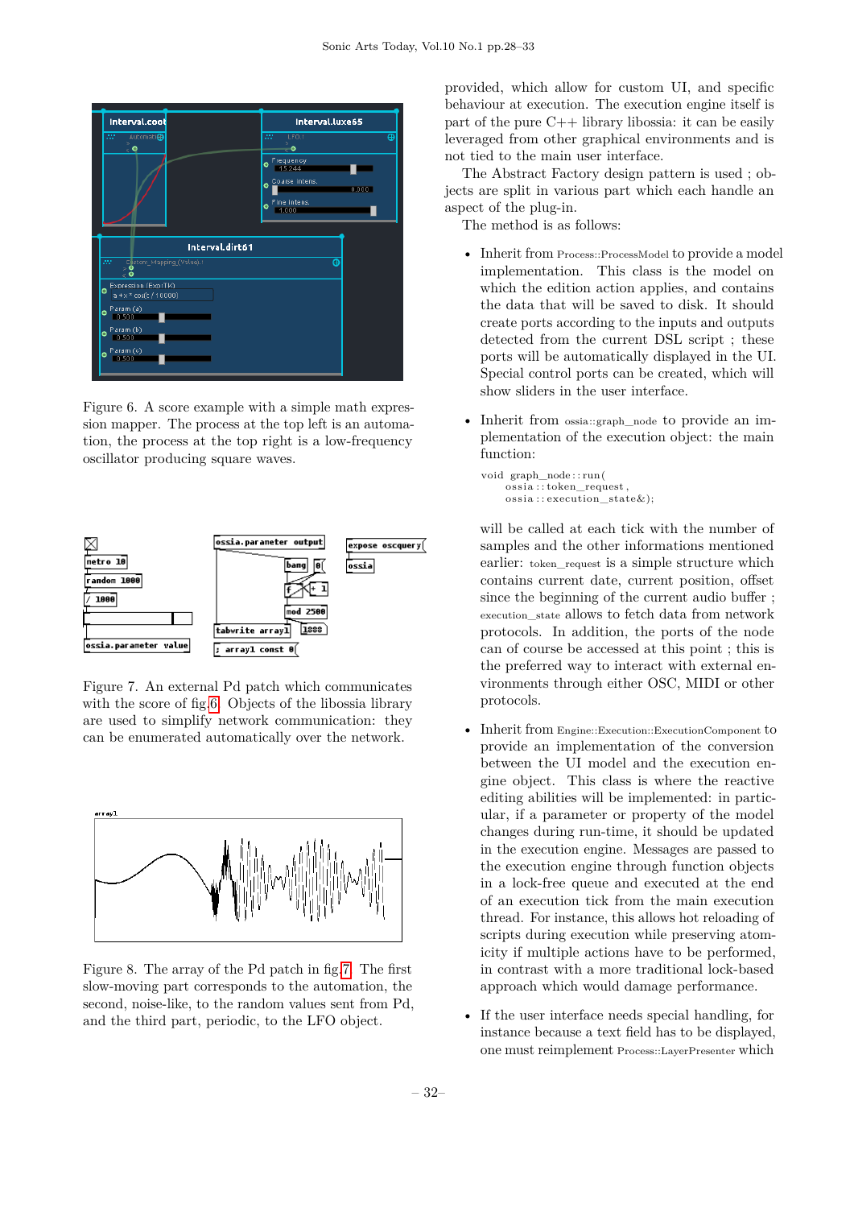Figure 6. A score example with a simple math expression mapper. The process at the top left is an automation, the process at the top right is a low-frequency oscillator producing square waves.

Figure 7. An external Pd patch which communicates with the score of fig.6. Objects of the libossia library are used to simplify network communication: they can be enumerated automatically over the network.

Figure 8. The array of the Pd patch in fig.7. The first slow-moving part corresponds to the automation, the second, noise-like, to the random values sent from Pd, and the third part, periodic, to the LFO object.

provided, which allow for custom UI, and specific behaviour at execution. The execution engine itself is part of the pure C++ library libossia: it can be easily leveraged from other graphical environments and is not tied to the main user interface.

The Abstract Factory design pattern is used ; objects are split in various part which each handle an aspect of the plug-in.

The method is as follows:

- Inherit from Process::ProcessModel to provide a model implementation. This class is the model on which the edition action applies, and contains the data that will be saved to disk. It should create ports according to the inputs and outputs detected from the current DSL script ; these ports will be automatically displayed in the UI. Special control ports can be created, which will show sliders in the user interface.

- Inherit from ossia::graph_node to provide an implementation of the execution object: the main function:

  ```
  void graph_node::run(
      ossia::token_request,
      ossia::execution_state&);
  ```

  will be called at each tick with the number of samples and the other informations mentioned earlier: token_request is a simple structure which contains current date, current position, offset since the beginning of the current audio buffer ; execution_state allows to fetch data from network protocols. In addition, the ports of the node can of course be accessed at this point ; this is the preferred way to interact with external environments through either OSC, MIDI or other protocols.

- Inherit from Engine::Execution::ExecutionComponent to provide an implementation of the conversion between the UI model and the execution engine object. This class is where the reactive editing abilities will be implemented: in particular, if a parameter or property of the model changes during run-time, it should be updated in the execution engine. Messages are passed to the execution engine through function objects in a lock-free queue and executed at the end of an execution tick from the main execution thread. For instance, this allows hot reloading of scripts during execution while preserving atomicity if multiple actions have to be performed, in contrast with a more traditional lock-based approach which would damage performance.

- If the user interface needs special handling, for instance because a text field has to be displayed, one must reimplement Process::LayerPresenter which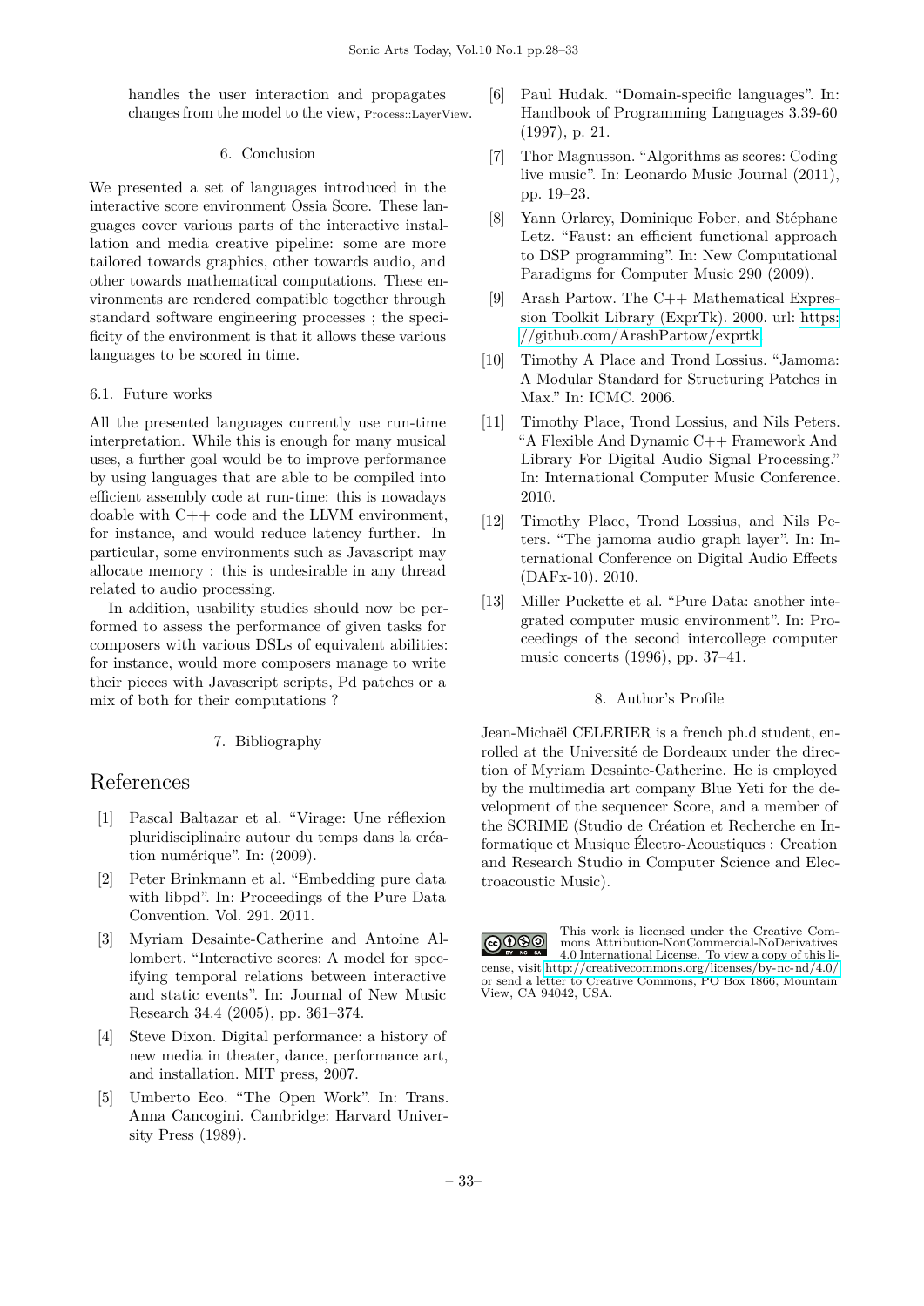handles the user interaction and propagates changes from the model to the view, Process::LayerView.

## 6. Conclusion

We presented a set of languages introduced in the interactive score environment Ossia Score. These languages cover various parts of the interactive installation and media creative pipeline: some are more tailored towards graphics, other towards audio, and other towards mathematical computations. These environments are rendered compatible together through standard software engineering processes ; the specificity of the environment is that it allows these various languages to be scored in time.

### 6.1. Future works

All the presented languages currently use run-time interpretation. While this is enough for many musical uses, a further goal would be to improve performance by using languages that are able to be compiled into efficient assembly code at run-time: this is nowadays doable with C++ code and the LLVM environment, for instance, and would reduce latency further. In particular, some environments such as Javascript may allocate memory : this is undesirable in any thread related to audio processing.

In addition, usability studies should now be performed to assess the performance of given tasks for composers with various DSLs of equivalent abilities: for instance, would more composers manage to write their pieces with Javascript scripts, Pd patches or a mix of both for their computations ?

## 7. Bibliography

# References

[1] Pascal Baltazar et al. "Virage: Une réflexion pluridisciplinaire autour du temps dans la création numérique". In: (2009).

[2] Peter Brinkmann et al. "Embedding pure data with libpd". In: Proceedings of the Pure Data Convention. Vol. 291. 2011.

[3] Myriam Desainte-Catherine and Antoine Allombert. "Interactive scores: A model for specifying temporal relations between interactive and static events". In: Journal of New Music Research 34.4 (2005), pp. 361–374.

[4] Steve Dixon. Digital performance: a history of new media in theater, dance, performance art, and installation. MIT press, 2007.

[5] Umberto Eco. "The Open Work". In: Trans. Anna Cancogini. Cambridge: Harvard University Press (1989).

[6] Paul Hudak. "Domain-specific languages". In: Handbook of Programming Languages 3.39-60 (1997), p. 21.

[7] Thor Magnusson. "Algorithms as scores: Coding live music". In: Leonardo Music Journal (2011), pp. 19–23.

[8] Yann Orlarey, Dominique Fober, and Stéphane Letz. "Faust: an efficient functional approach to DSP programming". In: New Computational Paradigms for Computer Music 290 (2009).

[9] Arash Partow. The C++ Mathematical Expression Toolkit Library (ExprTk). 2000. url: https://github.com/ArashPartow/exprtk.

[10] Timothy A Place and Trond Lossius. "Jamoma: A Modular Standard for Structuring Patches in Max." In: ICMC. 2006.

[11] Timothy Place, Trond Lossius, and Nils Peters. "A Flexible And Dynamic C++ Framework And Library For Digital Audio Signal Processing." In: International Computer Music Conference. 2010.

[12] Timothy Place, Trond Lossius, and Nils Peters. "The jamoma audio graph layer". In: International Conference on Digital Audio Effects (DAFx-10). 2010.

[13] Miller Puckette et al. "Pure Data: another integrated computer music environment". In: Proceedings of the second intercollege computer music concerts (1996), pp. 37–41.

## 8. Author's Profile

Jean-Michaël CELERIER is a french ph.d student, enrolled at the Université de Bordeaux under the direction of Myriam Desainte-Catherine. He is employed by the multimedia art company Blue Yeti for the development of the sequencer Score, and a member of the SCRIME (Studio de Création et Recherche en Informatique et Musique Électro-Acoustiques : Creation and Research Studio in Computer Science and Electroacoustic Music).

---

This work is licensed under the Creative Commons Attribution-NonCommercial-NoDerivatives 4.0 International License. To view a copy of this license, visit http://creativecommons.org/licenses/by-nc-nd/4.0/ or send a letter to Creative Commons, PO Box 1866, Mountain View, CA 94042, USA.